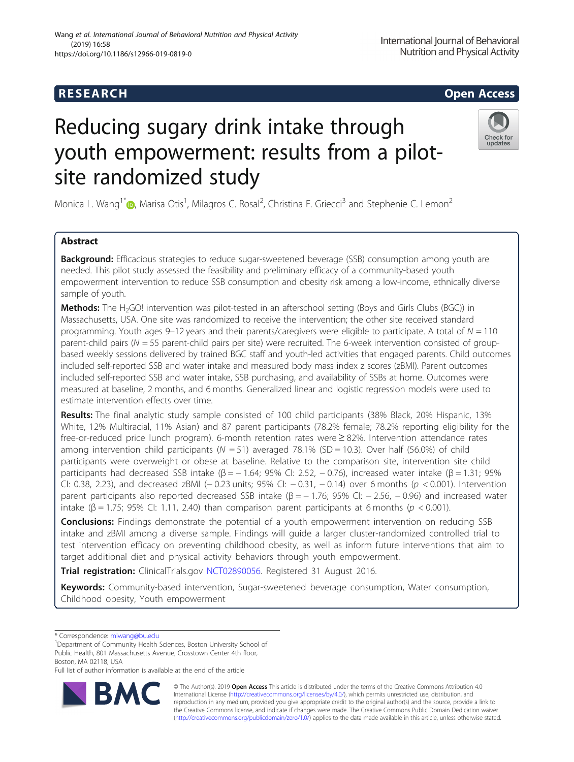# RESEARCH

**Open Access**

# Reducing sugary drink intake through youth empowerment: results from a pilot-site randomized study

Monica L. Wang[1*], Marisa Otis[1], Milagros C. Rosal[2], Christina F. Griecci[3] and Stephenie C. Lemon[2]

## Abstract

**Background:** Efficacious strategies to reduce sugar-sweetened beverage (SSB) consumption among youth are needed. This pilot study assessed the feasibility and preliminary efficacy of a community-based youth empowerment intervention to reduce SSB consumption and obesity risk among a low-income, ethnically diverse sample of youth.

**Methods:** The $H_2$GO! intervention was pilot-tested in an afterschool setting (Boys and Girls Clubs (BGC)) in Massachusetts, USA. One site was randomized to receive the intervention; the other site received standard programming. Youth ages 9–12 years and their parents/caregivers were eligible to participate. A total of $N = 110$ parent-child pairs ($N = 55$ parent-child pairs per site) were recruited. The 6-week intervention consisted of group-based weekly sessions delivered by trained BGC staff and youth-led activities that engaged parents. Child outcomes included self-reported SSB and water intake and measured body mass index z scores (zBMI). Parent outcomes included self-reported SSB and water intake, SSB purchasing, and availability of SSBs at home. Outcomes were measured at baseline, 2 months, and 6 months. Generalized linear and logistic regression models were used to estimate intervention effects over time.

**Results:** The final analytic study sample consisted of 100 child participants (38% Black, 20% Hispanic, 13% White, 12% Multiracial, 11% Asian) and 87 parent participants (78.2% female; 78.2% reporting eligibility for the free-or-reduced price lunch program). 6-month retention rates were ≥ 82%. Intervention attendance rates among intervention child participants ($N = 51$) averaged 78.1% (SD = 10.3). Over half (56.0%) of child participants were overweight or obese at baseline. Relative to the comparison site, intervention site child participants had decreased SSB intake (β = − 1.64; 95% CI: 2.52, − 0.76), increased water intake (β = 1.31; 95% CI: 0.38, 2.23), and decreased zBMI (− 0.23 units; 95% CI: − 0.31, − 0.14) over 6 months ($p < 0.001$). Intervention parent participants also reported decreased SSB intake (β = − 1.76; 95% CI: − 2.56, − 0.96) and increased water intake (β = 1.75; 95% CI: 1.11, 2.40) than comparison parent participants at 6 months ($p < 0.001$).

**Conclusions:** Findings demonstrate the potential of a youth empowerment intervention on reducing SSB intake and zBMI among a diverse sample. Findings will guide a larger cluster-randomized controlled trial to test intervention efficacy on preventing childhood obesity, as well as inform future interventions that aim to target additional diet and physical activity behaviors through youth empowerment.

**Trial registration:** ClinicalTrials.gov NCT02890056. Registered 31 August 2016.

**Keywords:** Community-based intervention, Sugar-sweetened beverage consumption, Water consumption, Childhood obesity, Youth empowerment

* Correspondence: mlwang@bu.edu
[1]Department of Community Health Sciences, Boston University School of Public Health, 801 Massachusetts Avenue, Crosstown Center 4th floor, Boston, MA 02118, USA
Full list of author information is available at the end of the article

© The Author(s). 2019 **Open Access** This article is distributed under the terms of the Creative Commons Attribution 4.0 International License (http://creativecommons.org/licenses/by/4.0/), which permits unrestricted use, distribution, and reproduction in any medium, provided you give appropriate credit to the original author(s) and the source, provide a link to the Creative Commons license, and indicate if changes were made. The Creative Commons Public Domain Dedication waiver (http://creativecommons.org/publicdomain/zero/1.0/) applies to the data made available in this article, unless otherwise stated.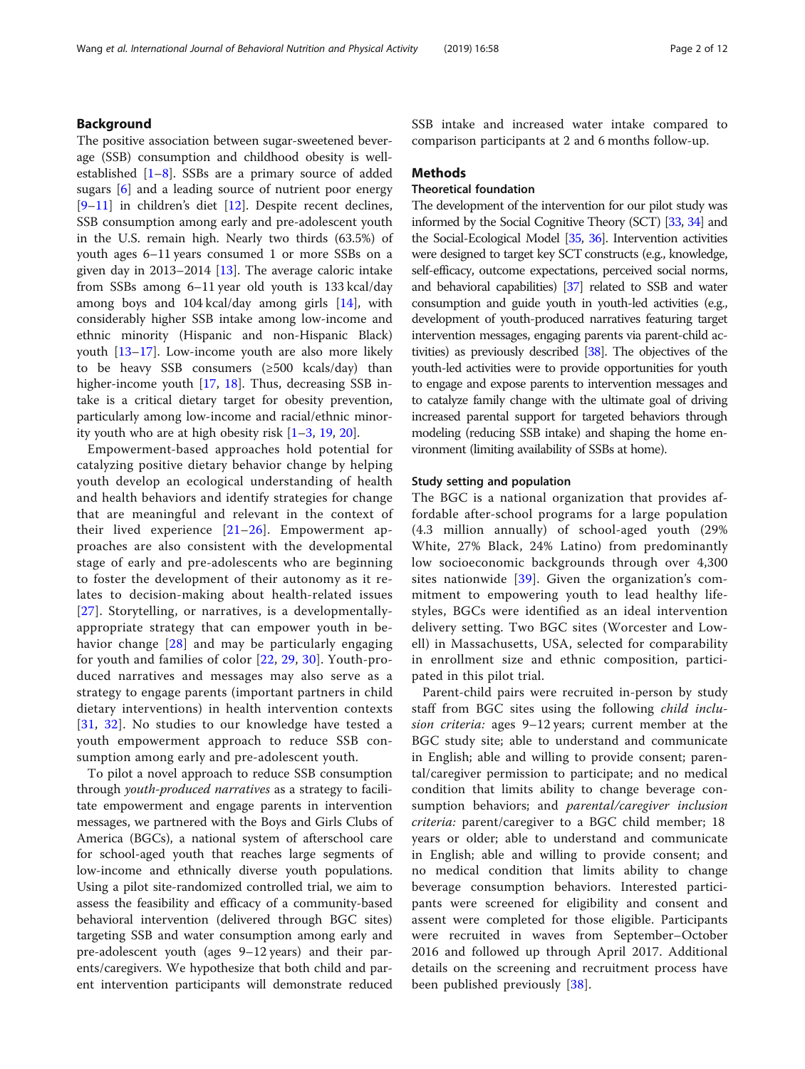## Background

The positive association between sugar-sweetened beverage (SSB) consumption and childhood obesity is well-established [1–8]. SSBs are a primary source of added sugars [6] and a leading source of nutrient poor energy [9–11] in children's diet [12]. Despite recent declines, SSB consumption among early and pre-adolescent youth in the U.S. remain high. Nearly two thirds (63.5%) of youth ages 6–11 years consumed 1 or more SSBs on a given day in 2013–2014 [13]. The average caloric intake from SSBs among 6–11 year old youth is 133 kcal/day among boys and 104 kcal/day among girls [14], with considerably higher SSB intake among low-income and ethnic minority (Hispanic and non-Hispanic Black) youth [13–17]. Low-income youth are also more likely to be heavy SSB consumers (≥500 kcals/day) than higher-income youth [17, 18]. Thus, decreasing SSB intake is a critical dietary target for obesity prevention, particularly among low-income and racial/ethnic minority youth who are at high obesity risk [1–3, 19, 20].

Empowerment-based approaches hold potential for catalyzing positive dietary behavior change by helping youth develop an ecological understanding of health and health behaviors and identify strategies for change that are meaningful and relevant in the context of their lived experience [21–26]. Empowerment approaches are also consistent with the developmental stage of early and pre-adolescents who are beginning to foster the development of their autonomy as it relates to decision-making about health-related issues [27]. Storytelling, or narratives, is a developmentally-appropriate strategy that can empower youth in behavior change [28] and may be particularly engaging for youth and families of color [22, 29, 30]. Youth-produced narratives and messages may also serve as a strategy to engage parents (important partners in child dietary interventions) in health intervention contexts [31, 32]. No studies to our knowledge have tested a youth empowerment approach to reduce SSB consumption among early and pre-adolescent youth.

To pilot a novel approach to reduce SSB consumption through *youth-produced narratives* as a strategy to facilitate empowerment and engage parents in intervention messages, we partnered with the Boys and Girls Clubs of America (BGCs), a national system of afterschool care for school-aged youth that reaches large segments of low-income and ethnically diverse youth populations. Using a pilot site-randomized controlled trial, we aim to assess the feasibility and efficacy of a community-based behavioral intervention (delivered through BGC sites) targeting SSB and water consumption among early and pre-adolescent youth (ages 9–12 years) and their parents/caregivers. We hypothesize that both child and parent intervention participants will demonstrate reduced SSB intake and increased water intake compared to comparison participants at 2 and 6 months follow-up.

## Methods

### Theoretical foundation

The development of the intervention for our pilot study was informed by the Social Cognitive Theory (SCT) [33, 34] and the Social-Ecological Model [35, 36]. Intervention activities were designed to target key SCT constructs (e.g., knowledge, self-efficacy, outcome expectations, perceived social norms, and behavioral capabilities) [37] related to SSB and water consumption and guide youth in youth-led activities (e.g., development of youth-produced narratives featuring target intervention messages, engaging parents via parent-child activities) as previously described [38]. The objectives of the youth-led activities were to provide opportunities for youth to engage and expose parents to intervention messages and to catalyze family change with the ultimate goal of driving increased parental support for targeted behaviors through modeling (reducing SSB intake) and shaping the home environment (limiting availability of SSBs at home).

### Study setting and population

The BGC is a national organization that provides affordable after-school programs for a large population (4.3 million annually) of school-aged youth (29% White, 27% Black, 24% Latino) from predominantly low socioeconomic backgrounds through over 4,300 sites nationwide [39]. Given the organization's commitment to empowering youth to lead healthy lifestyles, BGCs were identified as an ideal intervention delivery setting. Two BGC sites (Worcester and Lowell) in Massachusetts, USA, selected for comparability in enrollment size and ethnic composition, participated in this pilot trial.

Parent-child pairs were recruited in-person by study staff from BGC sites using the following *child inclusion criteria:* ages 9–12 years; current member at the BGC study site; able to understand and communicate in English; able and willing to provide consent; parental/caregiver permission to participate; and no medical condition that limits ability to change beverage consumption behaviors; and *parental/caregiver inclusion criteria:* parent/caregiver to a BGC child member; 18 years or older; able to understand and communicate in English; able and willing to provide consent; and no medical condition that limits ability to change beverage consumption behaviors. Interested participants were screened for eligibility and consent and assent were completed for those eligible. Participants were recruited in waves from September–October 2016 and followed up through April 2017. Additional details on the screening and recruitment process have been published previously [38].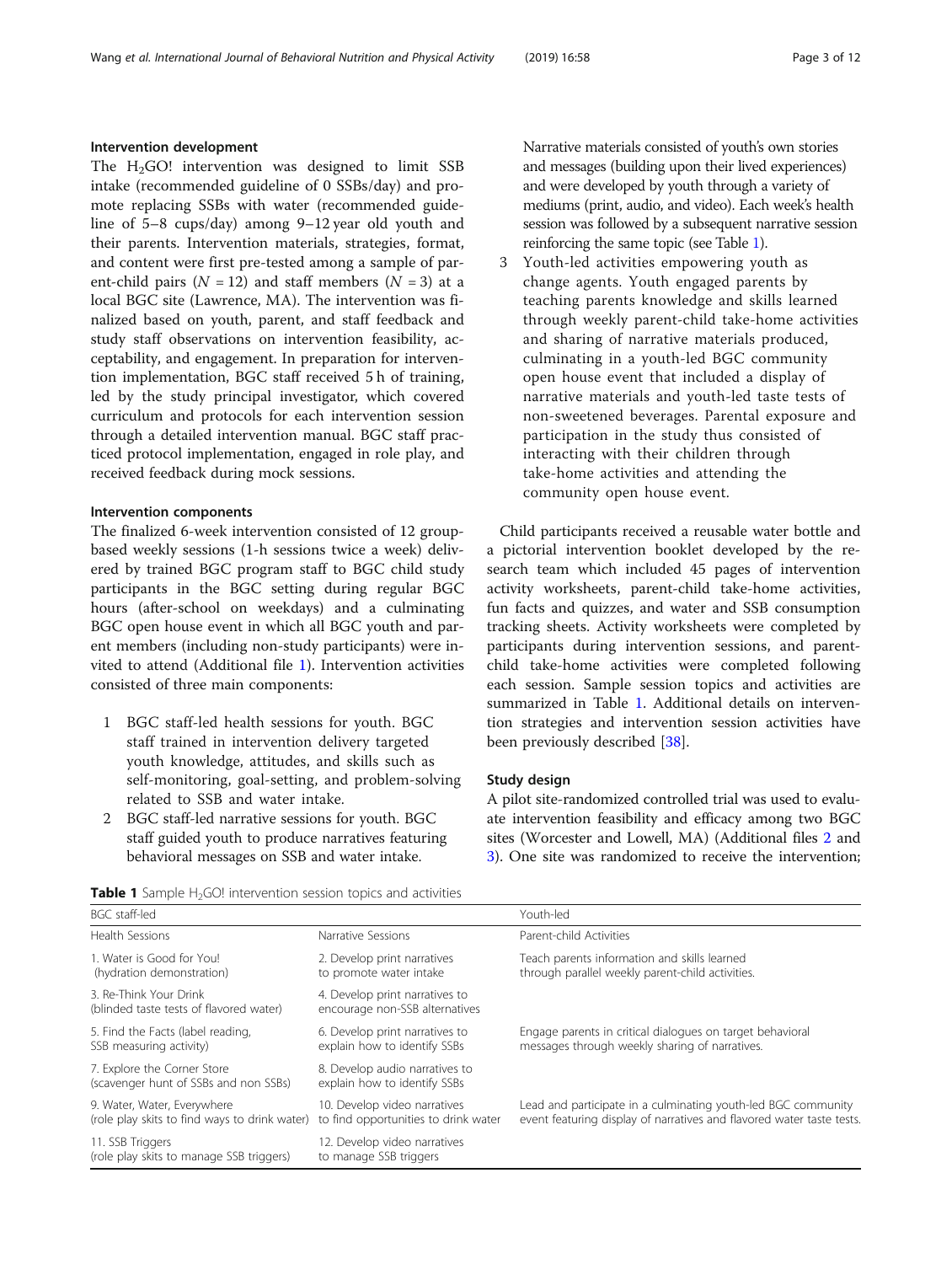### Intervention development

The $H_2$GO! intervention was designed to limit SSB intake (recommended guideline of 0 SSBs/day) and promote replacing SSBs with water (recommended guideline of 5–8 cups/day) among 9–12 year old youth and their parents. Intervention materials, strategies, format, and content were first pre-tested among a sample of parent-child pairs ($N = 12$) and staff members ($N = 3$) at a local BGC site (Lawrence, MA). The intervention was finalized based on youth, parent, and staff feedback and study staff observations on intervention feasibility, acceptability, and engagement. In preparation for intervention implementation, BGC staff received 5 h of training, led by the study principal investigator, which covered curriculum and protocols for each intervention session through a detailed intervention manual. BGC staff practiced protocol implementation, engaged in role play, and received feedback during mock sessions.

### Intervention components

The finalized 6-week intervention consisted of 12 group-based weekly sessions (1-h sessions twice a week) delivered by trained BGC program staff to BGC child study participants in the BGC setting during regular BGC hours (after-school on weekdays) and a culminating BGC open house event in which all BGC youth and parent members (including non-study participants) were invited to attend (Additional file 1). Intervention activities consisted of three main components:

1. BGC staff-led health sessions for youth. BGC staff trained in intervention delivery targeted youth knowledge, attitudes, and skills such as self-monitoring, goal-setting, and problem-solving related to SSB and water intake.
2. BGC staff-led narrative sessions for youth. BGC staff guided youth to produce narratives featuring behavioral messages on SSB and water intake. Narrative materials consisted of youth's own stories and messages (building upon their lived experiences) and were developed by youth through a variety of mediums (print, audio, and video). Each week's health session was followed by a subsequent narrative session reinforcing the same topic (see Table 1).
3. Youth-led activities empowering youth as change agents. Youth engaged parents by teaching parents knowledge and skills learned through weekly parent-child take-home activities and sharing of narrative materials produced, culminating in a youth-led BGC community open house event that included a display of narrative materials and youth-led taste tests of non-sweetened beverages. Parental exposure and participation in the study thus consisted of interacting with their children through take-home activities and attending the community open house event.

Child participants received a reusable water bottle and a pictorial intervention booklet developed by the research team which included 45 pages of intervention activity worksheets, parent-child take-home activities, fun facts and quizzes, and water and SSB consumption tracking sheets. Activity worksheets were completed by participants during intervention sessions, and parent-child take-home activities were completed following each session. Sample session topics and activities are summarized in Table 1. Additional details on intervention strategies and intervention session activities have been previously described [38].

### Study design

A pilot site-randomized controlled trial was used to evaluate intervention feasibility and efficacy among two BGC sites (Worcester and Lowell, MA) (Additional files 2 and 3). One site was randomized to receive the intervention;

**Table 1** Sample $H_2$GO! intervention session topics and activities

| BGC staff-led | | Youth-led |
|---|---|---|
| Health Sessions | Narrative Sessions | Parent-child Activities |
| 1. Water is Good for You! (hydration demonstration) | 2. Develop print narratives to promote water intake | Teach parents information and skills learned through parallel weekly parent-child activities. |
| 3. Re-Think Your Drink (blinded taste tests of flavored water) | 4. Develop print narratives to encourage non-SSB alternatives | |
| 5. Find the Facts (label reading, SSB measuring activity) | 6. Develop print narratives to explain how to identify SSBs | Engage parents in critical dialogues on target behavioral messages through weekly sharing of narratives. |
| 7. Explore the Corner Store (scavenger hunt of SSBs and non SSBs) | 8. Develop audio narratives to explain how to identify SSBs | |
| 9. Water, Water, Everywhere (role play skits to find ways to drink water) | 10. Develop video narratives to find opportunities to drink water | Lead and participate in a culminating youth-led BGC community event featuring display of narratives and flavored water taste tests. |
| 11. SSB Triggers (role play skits to manage SSB triggers) | 12. Develop video narratives to manage SSB triggers | |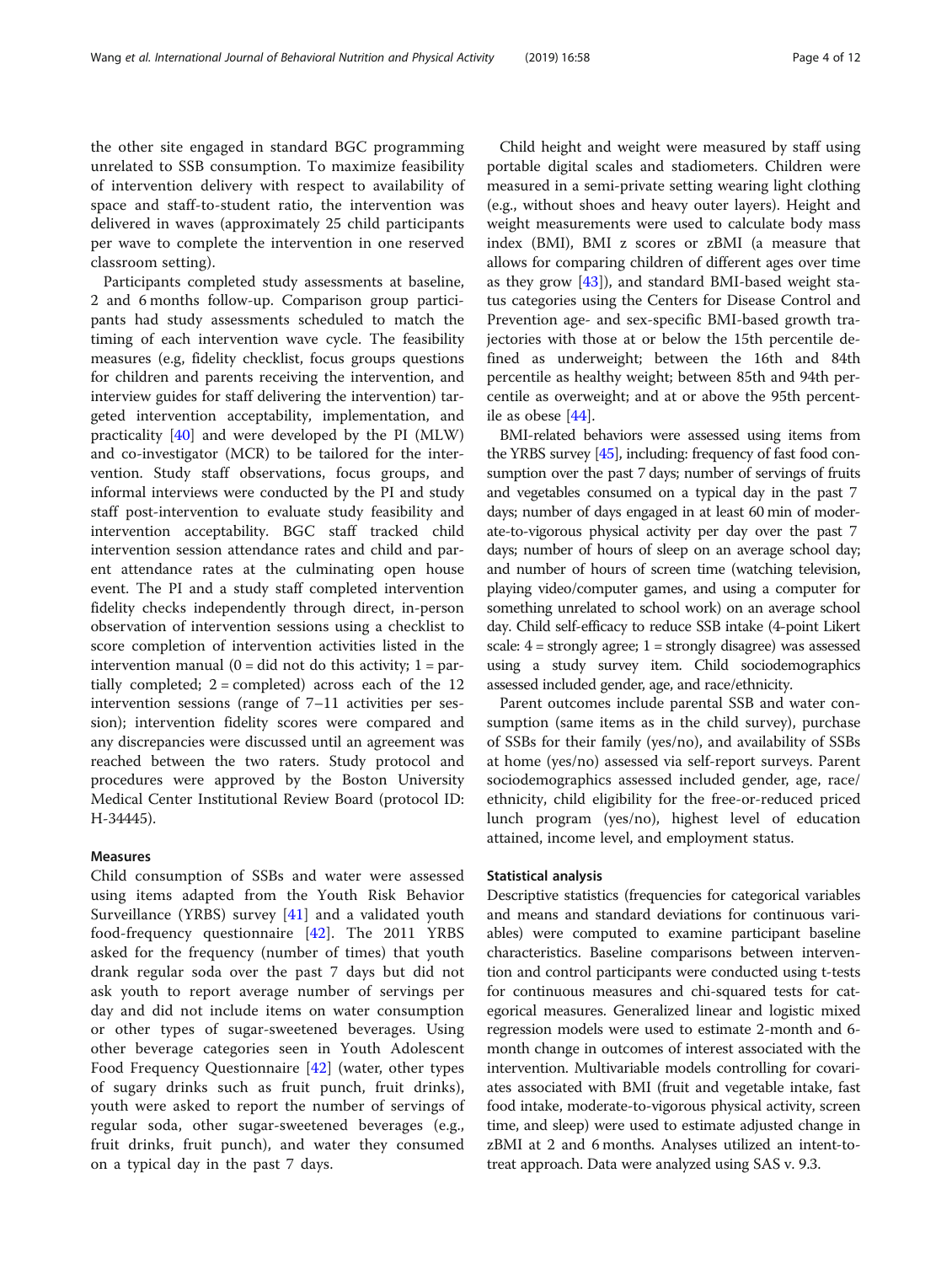the other site engaged in standard BGC programming unrelated to SSB consumption. To maximize feasibility of intervention delivery with respect to availability of space and staff-to-student ratio, the intervention was delivered in waves (approximately 25 child participants per wave to complete the intervention in one reserved classroom setting).

Participants completed study assessments at baseline, 2 and 6 months follow-up. Comparison group participants had study assessments scheduled to match the timing of each intervention wave cycle. The feasibility measures (e.g, fidelity checklist, focus groups questions for children and parents receiving the intervention, and interview guides for staff delivering the intervention) targeted intervention acceptability, implementation, and practicality [40] and were developed by the PI (MLW) and co-investigator (MCR) to be tailored for the intervention. Study staff observations, focus groups, and informal interviews were conducted by the PI and study staff post-intervention to evaluate study feasibility and intervention acceptability. BGC staff tracked child intervention session attendance rates and child and parent attendance rates at the culminating open house event. The PI and a study staff completed intervention fidelity checks independently through direct, in-person observation of intervention sessions using a checklist to score completion of intervention activities listed in the intervention manual (0 = did not do this activity; 1 = partially completed; 2 = completed) across each of the 12 intervention sessions (range of 7–11 activities per session); intervention fidelity scores were compared and any discrepancies were discussed until an agreement was reached between the two raters. Study protocol and procedures were approved by the Boston University Medical Center Institutional Review Board (protocol ID: H-34445).

## Measures

Child consumption of SSBs and water were assessed using items adapted from the Youth Risk Behavior Surveillance (YRBS) survey [41] and a validated youth food-frequency questionnaire [42]. The 2011 YRBS asked for the frequency (number of times) that youth drank regular soda over the past 7 days but did not ask youth to report average number of servings per day and did not include items on water consumption or other types of sugar-sweetened beverages. Using other beverage categories seen in Youth Adolescent Food Frequency Questionnaire [42] (water, other types of sugary drinks such as fruit punch, fruit drinks), youth were asked to report the number of servings of regular soda, other sugar-sweetened beverages (e.g., fruit drinks, fruit punch), and water they consumed on a typical day in the past 7 days.

Child height and weight were measured by staff using portable digital scales and stadiometers. Children were measured in a semi-private setting wearing light clothing (e.g., without shoes and heavy outer layers). Height and weight measurements were used to calculate body mass index (BMI), BMI z scores or zBMI (a measure that allows for comparing children of different ages over time as they grow [43]), and standard BMI-based weight status categories using the Centers for Disease Control and Prevention age- and sex-specific BMI-based growth trajectories with those at or below the 15th percentile defined as underweight; between the 16th and 84th percentile as healthy weight; between 85th and 94th percentile as overweight; and at or above the 95th percentile as obese [44].

BMI-related behaviors were assessed using items from the YRBS survey [45], including: frequency of fast food consumption over the past 7 days; number of servings of fruits and vegetables consumed on a typical day in the past 7 days; number of days engaged in at least 60 min of moderate-to-vigorous physical activity per day over the past 7 days; number of hours of sleep on an average school day; and number of hours of screen time (watching television, playing video/computer games, and using a computer for something unrelated to school work) on an average school day. Child self-efficacy to reduce SSB intake (4-point Likert scale: 4 = strongly agree; 1 = strongly disagree) was assessed using a study survey item. Child sociodemographics assessed included gender, age, and race/ethnicity.

Parent outcomes include parental SSB and water consumption (same items as in the child survey), purchase of SSBs for their family (yes/no), and availability of SSBs at home (yes/no) assessed via self-report surveys. Parent sociodemographics assessed included gender, age, race/ethnicity, child eligibility for the free-or-reduced priced lunch program (yes/no), highest level of education attained, income level, and employment status.

## Statistical analysis

Descriptive statistics (frequencies for categorical variables and means and standard deviations for continuous variables) were computed to examine participant baseline characteristics. Baseline comparisons between intervention and control participants were conducted using t-tests for continuous measures and chi-squared tests for categorical measures. Generalized linear and logistic mixed regression models were used to estimate 2-month and 6-month change in outcomes of interest associated with the intervention. Multivariable models controlling for covariates associated with BMI (fruit and vegetable intake, fast food intake, moderate-to-vigorous physical activity, screen time, and sleep) were used to estimate adjusted change in zBMI at 2 and 6 months. Analyses utilized an intent-to-treat approach. Data were analyzed using SAS v. 9.3.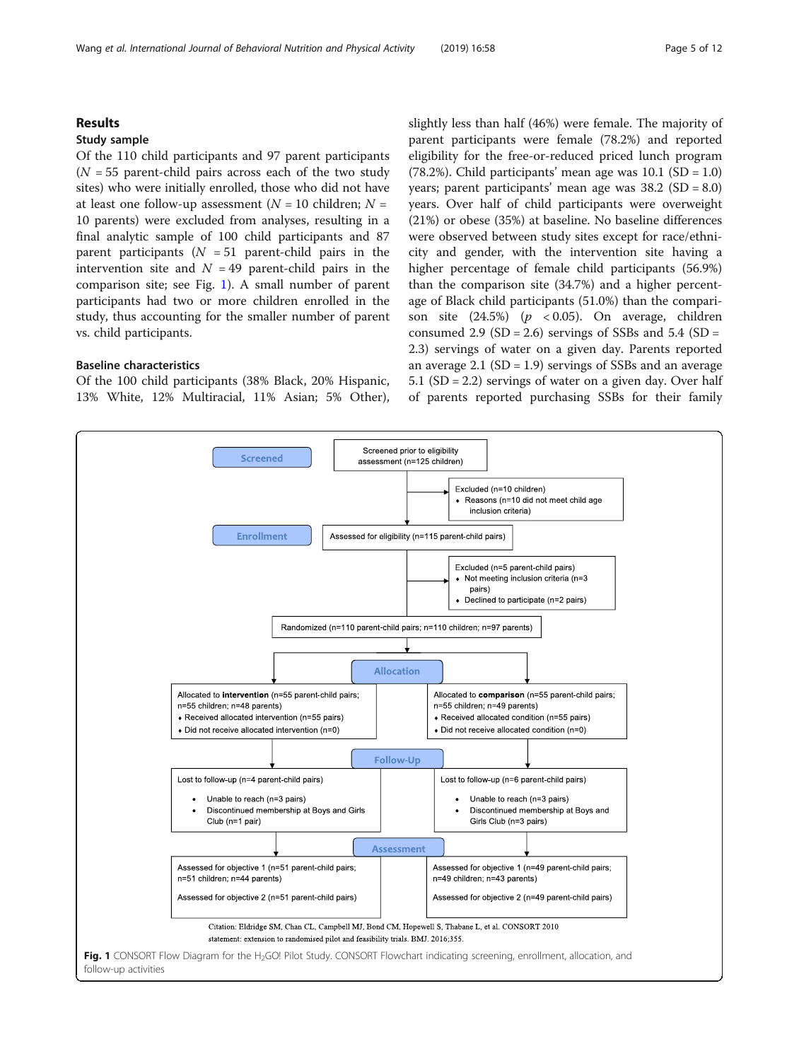## Results

### Study sample

Of the 110 child participants and 97 parent participants ($N = 55$ parent-child pairs across each of the two study sites) who were initially enrolled, those who did not have at least one follow-up assessment ($N = 10$ children; $N = 10$ parents) were excluded from analyses, resulting in a final analytic sample of 100 child participants and 87 parent participants ($N = 51$ parent-child pairs in the intervention site and $N = 49$ parent-child pairs in the comparison site; see Fig. 1). A small number of parent participants had two or more children enrolled in the study, thus accounting for the smaller number of parent vs. child participants.

### Baseline characteristics

Of the 100 child participants (38% Black, 20% Hispanic, 13% White, 12% Multiracial, 11% Asian; 5% Other), slightly less than half (46%) were female. The majority of parent participants were female (78.2%) and reported eligibility for the free-or-reduced priced lunch program (78.2%). Child participants' mean age was 10.1 (SD = 1.0) years; parent participants' mean age was 38.2 (SD = 8.0) years. Over half of child participants were overweight (21%) or obese (35%) at baseline. No baseline differences were observed between study sites except for race/ethnicity and gender, with the intervention site having a higher percentage of female child participants (56.9%) than the comparison site (34.7%) and a higher percentage of Black child participants (51.0%) than the comparison site (24.5%) ($p < 0.05$). On average, children consumed 2.9 (SD = 2.6) servings of SSBs and 5.4 (SD = 2.3) servings of water on a given day. Parents reported an average 2.1 (SD = 1.9) servings of SSBs and an average 5.1 (SD = 2.2) servings of water on a given day. Over half of parents reported purchasing SSBs for their family

**Screened**

Screened prior to eligibility assessment (n=125 children)

Excluded (n=10 children)
- Reasons (n=10 did not meet child age inclusion criteria)

**Enrollment**

Assessed for eligibility (n=115 parent-child pairs)

Excluded (n=5 parent-child pairs)
- Not meeting inclusion criteria (n=3 pairs)
- Declined to participate (n=2 pairs)

Randomized (n=110 parent-child pairs; n=110 children; n=97 parents)

**Allocation**

Allocated to **intervention** (n=55 parent-child pairs; n=55 children; n=48 parents)
- Received allocated intervention (n=55 pairs)
- Did not receive allocated intervention (n=0)

Allocated to **comparison** (n=55 parent-child pairs; n=55 children; n=49 parents)
- Received allocated condition (n=55 pairs)
- Did not receive allocated condition (n=0)

**Follow-Up**

Lost to follow-up (n=4 parent-child pairs)
- Unable to reach (n=3 pairs)
- Discontinued membership at Boys and Girls Club (n=1 pair)

Lost to follow-up (n=6 parent-child pairs)
- Unable to reach (n=3 pairs)
- Discontinued membership at Boys and Girls Club (n=3 pairs)

**Assessment**

Assessed for objective 1 (n=51 parent-child pairs; n=51 children; n=44 parents)

Assessed for objective 2 (n=51 parent-child pairs)

Assessed for objective 1 (n=49 parent-child pairs; n=49 children; n=43 parents)

Assessed for objective 2 (n=49 parent-child pairs)

Citation: Eldridge SM, Chan CL, Campbell MJ, Bond CM, Hopewell S, Thabane L, et al. CONSORT 2010 statement: extension to randomised pilot and feasibility trials. BMJ. 2016;355.

**Fig. 1** CONSORT Flow Diagram for the $H_2GO!$ Pilot Study. CONSORT Flowchart indicating screening, enrollment, allocation, and follow-up activities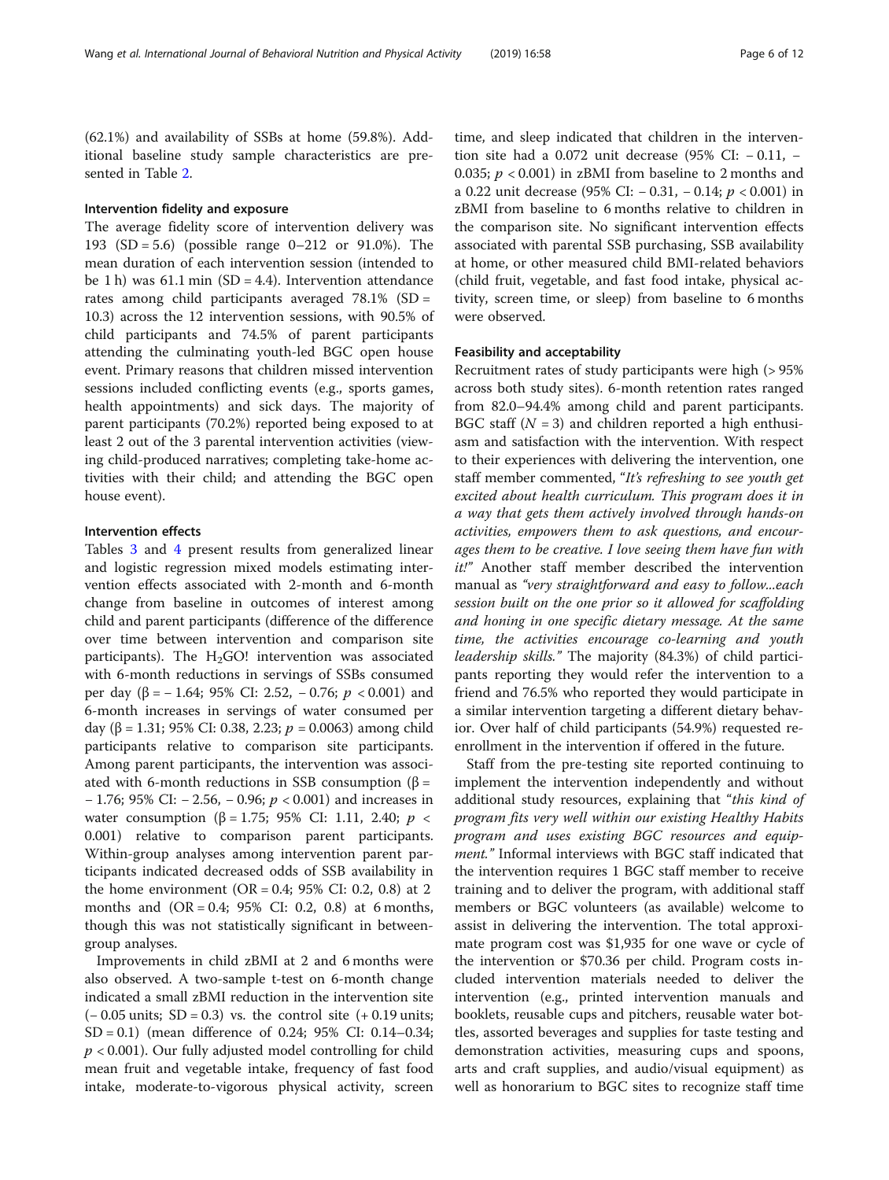(62.1%) and availability of SSBs at home (59.8%). Additional baseline study sample characteristics are presented in Table 2.

### Intervention fidelity and exposure

The average fidelity score of intervention delivery was 193 (SD = 5.6) (possible range 0–212 or 91.0%). The mean duration of each intervention session (intended to be 1 h) was 61.1 min (SD = 4.4). Intervention attendance rates among child participants averaged 78.1% (SD = 10.3) across the 12 intervention sessions, with 90.5% of child participants and 74.5% of parent participants attending the culminating youth-led BGC open house event. Primary reasons that children missed intervention sessions included conflicting events (e.g., sports games, health appointments) and sick days. The majority of parent participants (70.2%) reported being exposed to at least 2 out of the 3 parental intervention activities (viewing child-produced narratives; completing take-home activities with their child; and attending the BGC open house event).

### Intervention effects

Tables 3 and 4 present results from generalized linear and logistic regression mixed models estimating intervention effects associated with 2-month and 6-month change from baseline in outcomes of interest among child and parent participants (difference of the difference over time between intervention and comparison site participants). The $H_2$GO! intervention was associated with 6-month reductions in servings of SSBs consumed per day (β = − 1.64; 95% CI: 2.52, − 0.76; $p < 0.001$) and 6-month increases in servings of water consumed per day (β = 1.31; 95% CI: 0.38, 2.23; $p = 0.0063$) among child participants relative to comparison site participants. Among parent participants, the intervention was associated with 6-month reductions in SSB consumption (β = − 1.76; 95% CI: − 2.56, − 0.96; $p < 0.001$) and increases in water consumption (β = 1.75; 95% CI: 1.11, 2.40; $p < 0.001$) relative to comparison parent participants. Within-group analyses among intervention parent participants indicated decreased odds of SSB availability in the home environment (OR = 0.4; 95% CI: 0.2, 0.8) at 2 months and (OR = 0.4; 95% CI: 0.2, 0.8) at 6 months, though this was not statistically significant in between-group analyses.

Improvements in child zBMI at 2 and 6 months were also observed. A two-sample t-test on 6-month change indicated a small zBMI reduction in the intervention site (− 0.05 units; SD = 0.3) vs. the control site (+ 0.19 units; SD = 0.1) (mean difference of 0.24; 95% CI: 0.14–0.34; $p < 0.001$). Our fully adjusted model controlling for child mean fruit and vegetable intake, frequency of fast food intake, moderate-to-vigorous physical activity, screen time, and sleep indicated that children in the intervention site had a 0.072 unit decrease (95% CI: − 0.11, − 0.035; $p < 0.001$) in zBMI from baseline to 2 months and a 0.22 unit decrease (95% CI: − 0.31, − 0.14; $p < 0.001$) in zBMI from baseline to 6 months relative to children in the comparison site. No significant intervention effects associated with parental SSB purchasing, SSB availability at home, or other measured child BMI-related behaviors (child fruit, vegetable, and fast food intake, physical activity, screen time, or sleep) from baseline to 6 months were observed.

### Feasibility and acceptability

Recruitment rates of study participants were high (> 95% across both study sites). 6-month retention rates ranged from 82.0–94.4% among child and parent participants. BGC staff (N = 3) and children reported a high enthusiasm and satisfaction with the intervention. With respect to their experiences with delivering the intervention, one staff member commented, "*It's refreshing to see youth get excited about health curriculum. This program does it in a way that gets them actively involved through hands-on activities, empowers them to ask questions, and encourages them to be creative. I love seeing them have fun with it!*" Another staff member described the intervention manual as *"very straightforward and easy to follow...each session built on the one prior so it allowed for scaffolding and honing in one specific dietary message. At the same time, the activities encourage co-learning and youth leadership skills."* The majority (84.3%) of child participants reporting they would refer the intervention to a friend and 76.5% who reported they would participate in a similar intervention targeting a different dietary behavior. Over half of child participants (54.9%) requested re-enrollment in the intervention if offered in the future.

Staff from the pre-testing site reported continuing to implement the intervention independently and without additional study resources, explaining that "*this kind of program fits very well within our existing Healthy Habits program and uses existing BGC resources and equipment.*" Informal interviews with BGC staff indicated that the intervention requires 1 BGC staff member to receive training and to deliver the program, with additional staff members or BGC volunteers (as available) welcome to assist in delivering the intervention. The total approximate program cost was $1,935 for one wave or cycle of the intervention or $70.36 per child. Program costs included intervention materials needed to deliver the intervention (e.g., printed intervention manuals and booklets, reusable cups and pitchers, reusable water bottles, assorted beverages and supplies for taste testing and demonstration activities, measuring cups and spoons, arts and craft supplies, and audio/visual equipment) as well as honorarium to BGC sites to recognize staff time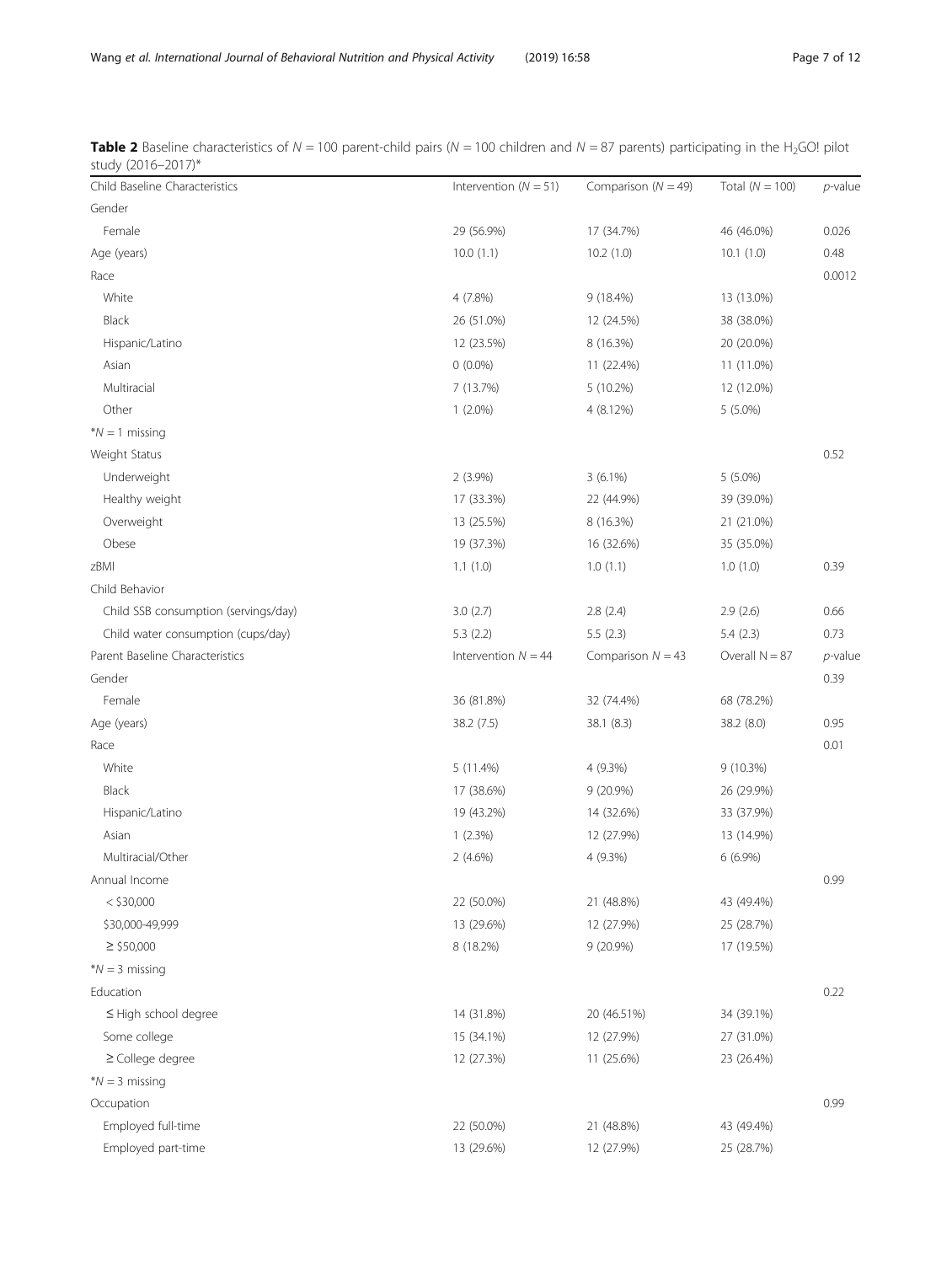**Table 2** Baseline characteristics of *N* = 100 parent-child pairs (*N* = 100 children and *N* = 87 parents) participating in the $H_2$GO! pilot study (2016–2017)*

| Child Baseline Characteristics | Intervention (*N* = 51) | Comparison (*N* = 49) | Total (*N* = 100) | *p*-value |
|---|---|---|---|---|
| Gender | | | | |
| Female | 29 (56.9%) | 17 (34.7%) | 46 (46.0%) | 0.026 |
| Age (years) | 10.0 (1.1) | 10.2 (1.0) | 10.1 (1.0) | 0.48 |
| Race | | | | 0.0012 |
| White | 4 (7.8%) | 9 (18.4%) | 13 (13.0%) | |
| Black | 26 (51.0%) | 12 (24.5%) | 38 (38.0%) | |
| Hispanic/Latino | 12 (23.5%) | 8 (16.3%) | 20 (20.0%) | |
| Asian | 0 (0.0%) | 11 (22.4%) | 11 (11.0%) | |
| Multiracial | 7 (13.7%) | 5 (10.2%) | 12 (12.0%) | |
| Other | 1 (2.0%) | 4 (8.12%) | 5 (5.0%) | |
| **N* = 1 missing | | | | |
| Weight Status | | | | 0.52 |
| Underweight | 2 (3.9%) | 3 (6.1%) | 5 (5.0%) | |
| Healthy weight | 17 (33.3%) | 22 (44.9%) | 39 (39.0%) | |
| Overweight | 13 (25.5%) | 8 (16.3%) | 21 (21.0%) | |
| Obese | 19 (37.3%) | 16 (32.6%) | 35 (35.0%) | |
| zBMI | 1.1 (1.0) | 1.0 (1.1) | 1.0 (1.0) | 0.39 |
| Child Behavior | | | | |
| Child SSB consumption (servings/day) | 3.0 (2.7) | 2.8 (2.4) | 2.9 (2.6) | 0.66 |
| Child water consumption (cups/day) | 5.3 (2.2) | 5.5 (2.3) | 5.4 (2.3) | 0.73 |
| Parent Baseline Characteristics | Intervention *N* = 44 | Comparison *N* = 43 | Overall N = 87 | *p*-value |
| Gender | | | | 0.39 |
| Female | 36 (81.8%) | 32 (74.4%) | 68 (78.2%) | |
| Age (years) | 38.2 (7.5) | 38.1 (8.3) | 38.2 (8.0) | 0.95 |
| Race | | | | 0.01 |
| White | 5 (11.4%) | 4 (9.3%) | 9 (10.3%) | |
| Black | 17 (38.6%) | 9 (20.9%) | 26 (29.9%) | |
| Hispanic/Latino | 19 (43.2%) | 14 (32.6%) | 33 (37.9%) | |
| Asian | 1 (2.3%) | 12 (27.9%) | 13 (14.9%) | |
| Multiracial/Other | 2 (4.6%) | 4 (9.3%) | 6 (6.9%) | |
| Annual Income | | | | 0.99 |
| < $30,000 | 22 (50.0%) | 21 (48.8%) | 43 (49.4%) | |
| $30,000-49,999 | 13 (29.6%) | 12 (27.9%) | 25 (28.7%) | |
| ≥ $50,000 | 8 (18.2%) | 9 (20.9%) | 17 (19.5%) | |
| **N* = 3 missing | | | | |
| Education | | | | 0.22 |
| ≤ High school degree | 14 (31.8%) | 20 (46.51%) | 34 (39.1%) | |
| Some college | 15 (34.1%) | 12 (27.9%) | 27 (31.0%) | |
| ≥ College degree | 12 (27.3%) | 11 (25.6%) | 23 (26.4%) | |
| **N* = 3 missing | | | | |
| Occupation | | | | 0.99 |
| Employed full-time | 22 (50.0%) | 21 (48.8%) | 43 (49.4%) | |
| Employed part-time | 13 (29.6%) | 12 (27.9%) | 25 (28.7%) | |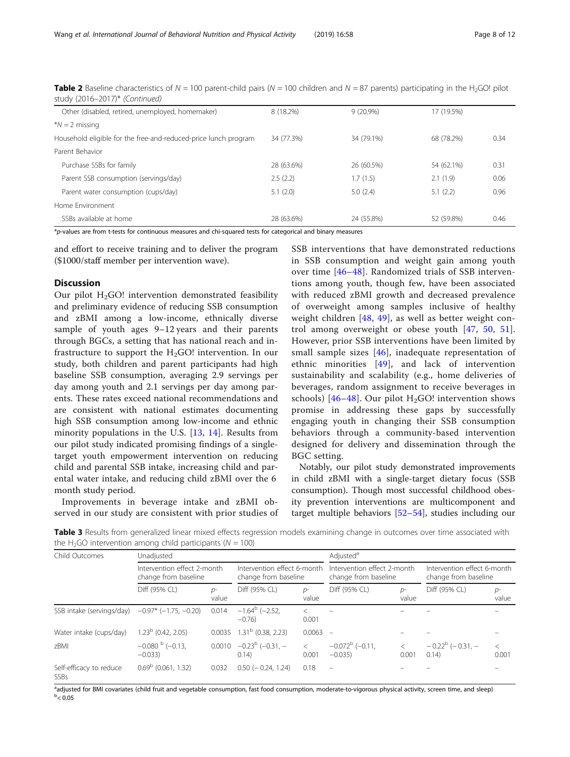**Table 2** Baseline characteristics of $N = 100$ parent-child pairs ($N = 100$ children and $N = 87$ parents) participating in the $H_2$GO! pilot study (2016–2017)* *(Continued)*

| | | | | |
|---|---|---|---|---|
| Other (disabled, retired, unemployed, homemaker) | 8 (18.2%) | 9 (20.9%) | 17 (19.5%) | |
| *N = 2 missing | | | | |
| Household eligible for the free-and-reduced-price lunch program | 34 (77.3%) | 34 (79.1%) | 68 (78.2%) | 0.34 |
| Parent Behavior | | | | |
| Purchase SSBs for family | 28 (63.6%) | 26 (60.5%) | 54 (62.1%) | 0.31 |
| Parent SSB consumption (servings/day) | 2.5 (2.2) | 1.7 (1.5) | 2.1 (1.9) | 0.06 |
| Parent water consumption (cups/day) | 5.1 (2.0) | 5.0 (2.4) | 5.1 (2.2) | 0.96 |
| Home Environment | | | | |
| SSBs available at home | 28 (63.6%) | 24 (55.8%) | 52 (59.8%) | 0.46 |

*p-values are from t-tests for continuous measures and chi-squared tests for categorical and binary measures

and effort to receive training and to deliver the program ($1000/staff member per intervention wave).

## Discussion

Our pilot $H_2$GO! intervention demonstrated feasibility and preliminary evidence of reducing SSB consumption and zBMI among a low-income, ethnically diverse sample of youth ages 9–12 years and their parents through BGCs, a setting that has national reach and infrastructure to support the $H_2$GO! intervention. In our study, both children and parent participants had high baseline SSB consumption, averaging 2.9 servings per day among youth and 2.1 servings per day among parents. These rates exceed national recommendations and are consistent with national estimates documenting high SSB consumption among low-income and ethnic minority populations in the U.S. [13, 14]. Results from our pilot study indicated promising findings of a single-target youth empowerment intervention on reducing child and parental SSB intake, increasing child and parental water intake, and reducing child zBMI over the 6 month study period.

Improvements in beverage intake and zBMI observed in our study are consistent with prior studies of SSB interventions that have demonstrated reductions in SSB consumption and weight gain among youth over time [46–48]. Randomized trials of SSB interventions among youth, though few, have been associated with reduced zBMI growth and decreased prevalence of overweight among samples inclusive of healthy weight children [48, 49], as well as better weight control among overweight or obese youth [47, 50, 51]. However, prior SSB interventions have been limited by small sample sizes [46], inadequate representation of ethnic minorities [49], and lack of intervention sustainability and scalability (e.g., home deliveries of beverages, random assignment to receive beverages in schools) [46–48]. Our pilot $H_2$GO! intervention shows promise in addressing these gaps by successfully engaging youth in changing their SSB consumption behaviors through a community-based intervention designed for delivery and dissemination through the BGC setting.

Notably, our pilot study demonstrated improvements in child zBMI with a single-target dietary focus (SSB consumption). Though most successful childhood obesity prevention interventions are multicomponent and target multiple behaviors [52–54], studies including our

**Table 3** Results from generalized linear mixed effects regression models examining change in outcomes over time associated with the $H_2$GO intervention among child participants ($N = 100$)

| Child Outcomes | Unadjusted | | | | Adjusted[a] | | | |
|---|---|---|---|---|---|---|---|---|
| | Intervention effect 2-month change from baseline | | Intervention effect 6-month change from baseline | | Intervention effect 2-month change from baseline | | Intervention effect 6-month change from baseline | |
| | Diff (95% CL) | p-value | Diff (95% CL) | p-value | Diff (95% CL) | p-value | Diff (95% CL) | p-value |
| SSB intake (servings/day) | −0.97* (−1.75, −0.20) | 0.014 | −1.64[b] (−2.52, −0.76) | < 0.001 | – | – | – | – |
| Water intake (cups/day) | 1.23[b] (0.42, 2.05) | 0.0035 | 1.31[b] (0.38, 2.23) | 0.0063 | – | – | – | – |
| zBMI | −0.080 [b] (−0.13, −0.033) | 0.0010 | −0.23[b] (−0.31, −0.14) | < 0.001 | −0.072[b] (−0.11, −0.035) | < 0.001 | − 0.22[b] (− 0.31, −0.14) | < 0.001 |
| Self-efficacy to reduce SSBs | 0.69[b] (0.061, 1.32) | 0.032 | 0.50 (− 0.24, 1.24) | 0.18 | – | – | – | – |

[a]adjusted for BMI covariates (child fruit and vegetable consumption, fast food consumption, moderate-to-vigorous physical activity, screen time, and sleep)
[b]< 0.05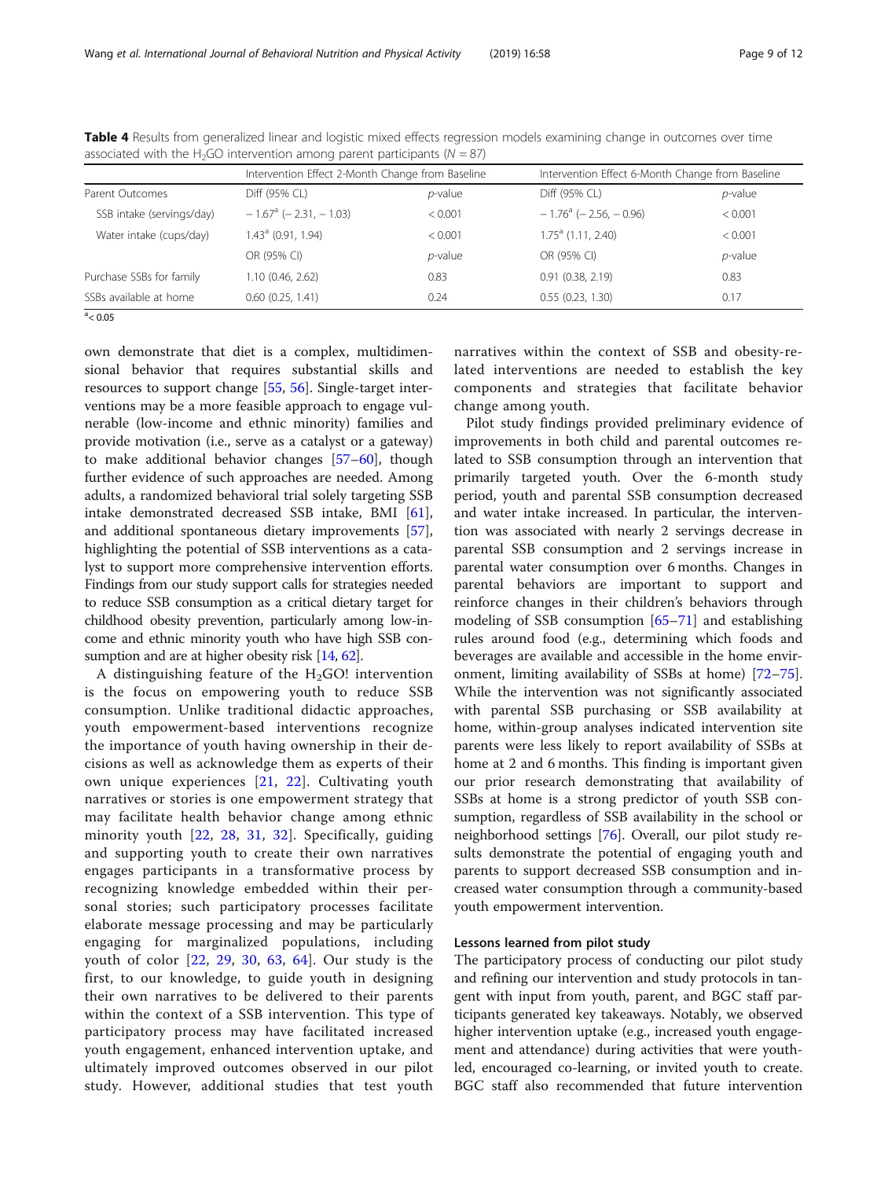**Table 4** Results from generalized linear and logistic mixed effects regression models examining change in outcomes over time associated with the $H_2GO$ intervention among parent participants ($N = 87$)

| | Intervention Effect 2-Month Change from Baseline | | Intervention Effect 6-Month Change from Baseline | |
|---|---|---|---|---|
| Parent Outcomes | Diff (95% CL) | *p*-value | Diff (95% CL) | *p*-value |
| SSB intake (servings/day) | − 1.67[a] (− 2.31, − 1.03) | < 0.001 | − 1.76[a] (− 2.56, − 0.96) | < 0.001 |
| Water intake (cups/day) | 1.43[a] (0.91, 1.94) | < 0.001 | 1.75[a] (1.11, 2.40) | < 0.001 |
| | OR (95% CI) | *p*-value | OR (95% CI) | *p*-value |
| Purchase SSBs for family | 1.10 (0.46, 2.62) | 0.83 | 0.91 (0.38, 2.19) | 0.83 |
| SSBs available at home | 0.60 (0.25, 1.41) | 0.24 | 0.55 (0.23, 1.30) | 0.17 |

[a]< 0.05

own demonstrate that diet is a complex, multidimensional behavior that requires substantial skills and resources to support change [55, 56]. Single-target interventions may be a more feasible approach to engage vulnerable (low-income and ethnic minority) families and provide motivation (i.e., serve as a catalyst or a gateway) to make additional behavior changes [57–60], though further evidence of such approaches are needed. Among adults, a randomized behavioral trial solely targeting SSB intake demonstrated decreased SSB intake, BMI [61], and additional spontaneous dietary improvements [57], highlighting the potential of SSB interventions as a catalyst to support more comprehensive intervention efforts. Findings from our study support calls for strategies needed to reduce SSB consumption as a critical dietary target for childhood obesity prevention, particularly among low-income and ethnic minority youth who have high SSB consumption and are at higher obesity risk [14, 62].

A distinguishing feature of the $H_2GO$! intervention is the focus on empowering youth to reduce SSB consumption. Unlike traditional didactic approaches, youth empowerment-based interventions recognize the importance of youth having ownership in their decisions as well as acknowledge them as experts of their own unique experiences [21, 22]. Cultivating youth narratives or stories is one empowerment strategy that may facilitate health behavior change among ethnic minority youth [22, 28, 31, 32]. Specifically, guiding and supporting youth to create their own narratives engages participants in a transformative process by recognizing knowledge embedded within their personal stories; such participatory processes facilitate elaborate message processing and may be particularly engaging for marginalized populations, including youth of color [22, 29, 30, 63, 64]. Our study is the first, to our knowledge, to guide youth in designing their own narratives to be delivered to their parents within the context of a SSB intervention. This type of participatory process may have facilitated increased youth engagement, enhanced intervention uptake, and ultimately improved outcomes observed in our pilot study. However, additional studies that test youth narratives within the context of SSB and obesity-related interventions are needed to establish the key components and strategies that facilitate behavior change among youth.

Pilot study findings provided preliminary evidence of improvements in both child and parental outcomes related to SSB consumption through an intervention that primarily targeted youth. Over the 6-month study period, youth and parental SSB consumption decreased and water intake increased. In particular, the intervention was associated with nearly 2 servings decrease in parental SSB consumption and 2 servings increase in parental water consumption over 6 months. Changes in parental behaviors are important to support and reinforce changes in their children's behaviors through modeling of SSB consumption [65–71] and establishing rules around food (e.g., determining which foods and beverages are available and accessible in the home environment, limiting availability of SSBs at home) [72–75]. While the intervention was not significantly associated with parental SSB purchasing or SSB availability at home, within-group analyses indicated intervention site parents were less likely to report availability of SSBs at home at 2 and 6 months. This finding is important given our prior research demonstrating that availability of SSBs at home is a strong predictor of youth SSB consumption, regardless of SSB availability in the school or neighborhood settings [76]. Overall, our pilot study results demonstrate the potential of engaging youth and parents to support decreased SSB consumption and increased water consumption through a community-based youth empowerment intervention.

## Lessons learned from pilot study

The participatory process of conducting our pilot study and refining our intervention and study protocols in tangent with input from youth, parent, and BGC staff participants generated key takeaways. Notably, we observed higher intervention uptake (e.g., increased youth engagement and attendance) during activities that were youth-led, encouraged co-learning, or invited youth to create. BGC staff also recommended that future intervention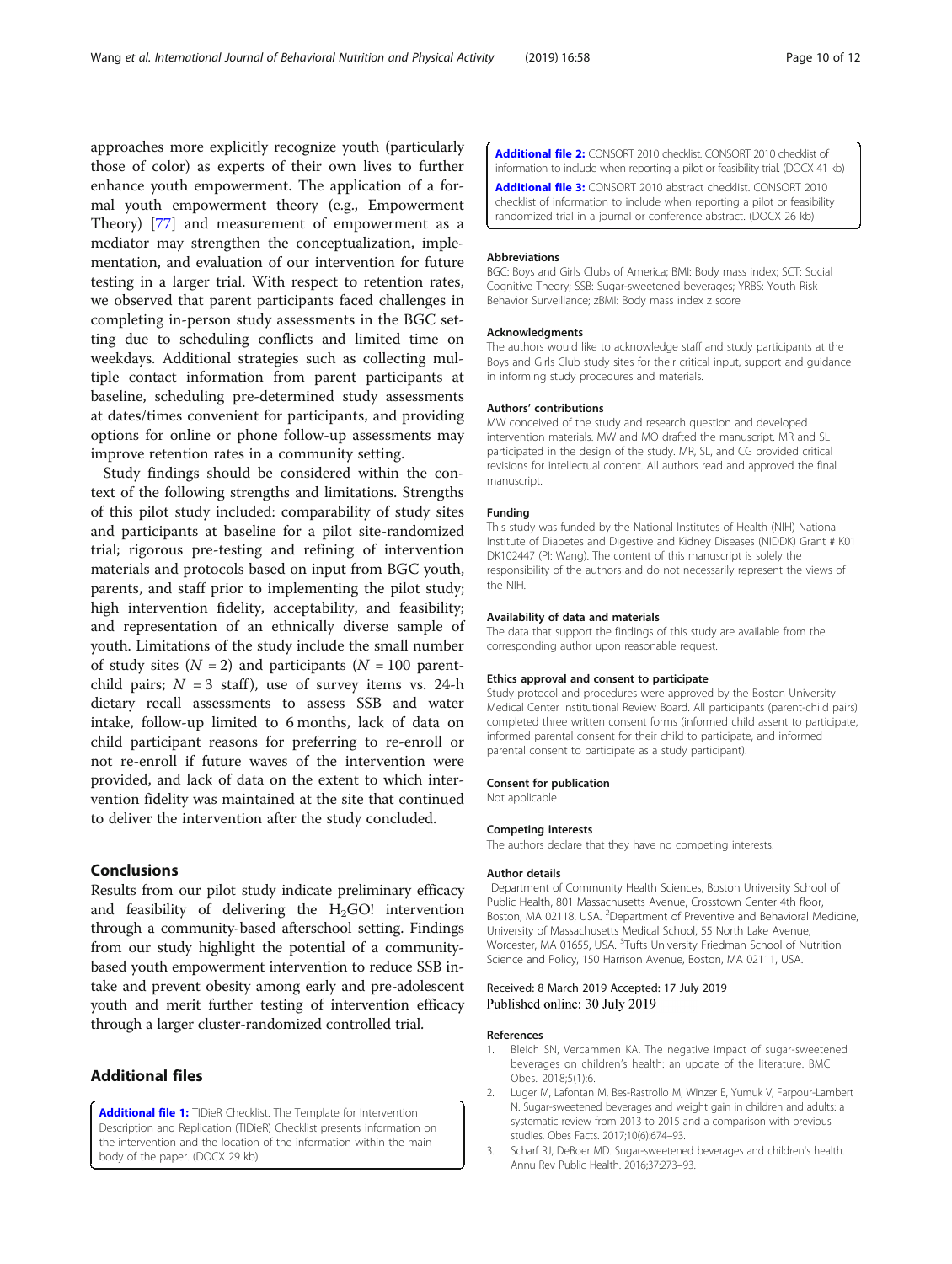approaches more explicitly recognize youth (particularly those of color) as experts of their own lives to further enhance youth empowerment. The application of a formal youth empowerment theory (e.g., Empowerment Theory) [77] and measurement of empowerment as a mediator may strengthen the conceptualization, implementation, and evaluation of our intervention for future testing in a larger trial. With respect to retention rates, we observed that parent participants faced challenges in completing in-person study assessments in the BGC setting due to scheduling conflicts and limited time on weekdays. Additional strategies such as collecting multiple contact information from parent participants at baseline, scheduling pre-determined study assessments at dates/times convenient for participants, and providing options for online or phone follow-up assessments may improve retention rates in a community setting.

Study findings should be considered within the context of the following strengths and limitations. Strengths of this pilot study included: comparability of study sites and participants at baseline for a pilot site-randomized trial; rigorous pre-testing and refining of intervention materials and protocols based on input from BGC youth, parents, and staff prior to implementing the pilot study; high intervention fidelity, acceptability, and feasibility; and representation of an ethnically diverse sample of youth. Limitations of the study include the small number of study sites ($N = 2$) and participants ($N = 100$ parent-child pairs; $N = 3$ staff), use of survey items vs. 24-h dietary recall assessments to assess SSB and water intake, follow-up limited to 6 months, lack of data on child participant reasons for preferring to re-enroll or not re-enroll if future waves of the intervention were provided, and lack of data on the extent to which intervention fidelity was maintained at the site that continued to deliver the intervention after the study concluded.

## Conclusions

Results from our pilot study indicate preliminary efficacy and feasibility of delivering the $H_2GO!$ intervention through a community-based afterschool setting. Findings from our study highlight the potential of a community-based youth empowerment intervention to reduce SSB intake and prevent obesity among early and pre-adolescent youth and merit further testing of intervention efficacy through a larger cluster-randomized controlled trial.

## Additional files

**Additional file 1:** TIDieR Checklist. The Template for Intervention Description and Replication (TIDieR) Checklist presents information on the intervention and the location of the information within the main body of the paper. (DOCX 29 kb)

**Additional file 2:** CONSORT 2010 checklist. CONSORT 2010 checklist of information to include when reporting a pilot or feasibility trial. (DOCX 41 kb)

**Additional file 3:** CONSORT 2010 abstract checklist. CONSORT 2010 checklist of information to include when reporting a pilot or feasibility randomized trial in a journal or conference abstract. (DOCX 26 kb)

### Abbreviations

BGC: Boys and Girls Clubs of America; BMI: Body mass index; SCT: Social Cognitive Theory; SSB: Sugar-sweetened beverages; YRBS: Youth Risk Behavior Surveillance; zBMI: Body mass index z score

### Acknowledgments

The authors would like to acknowledge staff and study participants at the Boys and Girls Club study sites for their critical input, support and guidance in informing study procedures and materials.

### Authors' contributions

MW conceived of the study and research question and developed intervention materials. MW and MO drafted the manuscript. MR and SL participated in the design of the study. MR, SL, and CG provided critical revisions for intellectual content. All authors read and approved the final manuscript.

### Funding

This study was funded by the National Institutes of Health (NIH) National Institute of Diabetes and Digestive and Kidney Diseases (NIDDK) Grant # K01 DK102447 (PI: Wang). The content of this manuscript is solely the responsibility of the authors and do not necessarily represent the views of the NIH.

### Availability of data and materials

The data that support the findings of this study are available from the corresponding author upon reasonable request.

### Ethics approval and consent to participate

Study protocol and procedures were approved by the Boston University Medical Center Institutional Review Board. All participants (parent-child pairs) completed three written consent forms (informed child assent to participate, informed parental consent for their child to participate, and informed parental consent to participate as a study participant).

### Consent for publication

Not applicable

### Competing interests

The authors declare that they have no competing interests.

### Author details

[1]Department of Community Health Sciences, Boston University School of Public Health, 801 Massachusetts Avenue, Crosstown Center 4th floor, Boston, MA 02118, USA. [2]Department of Preventive and Behavioral Medicine, University of Massachusetts Medical School, 55 North Lake Avenue, Worcester, MA 01655, USA. [3]Tufts University Friedman School of Nutrition Science and Policy, 150 Harrison Avenue, Boston, MA 02111, USA.

Received: 8 March 2019 Accepted: 17 July 2019
Published online: 30 July 2019

### References

1. Bleich SN, Vercammen KA. The negative impact of sugar-sweetened beverages on children's health: an update of the literature. BMC Obes. 2018;5(1):6.
2. Luger M, Lafontan M, Bes-Rastrollo M, Winzer E, Yumuk V, Farpour-Lambert N. Sugar-sweetened beverages and weight gain in children and adults: a systematic review from 2013 to 2015 and a comparison with previous studies. Obes Facts. 2017;10(6):674–93.
3. Scharf RJ, DeBoer MD. Sugar-sweetened beverages and children's health. Annu Rev Public Health. 2016;37:273–93.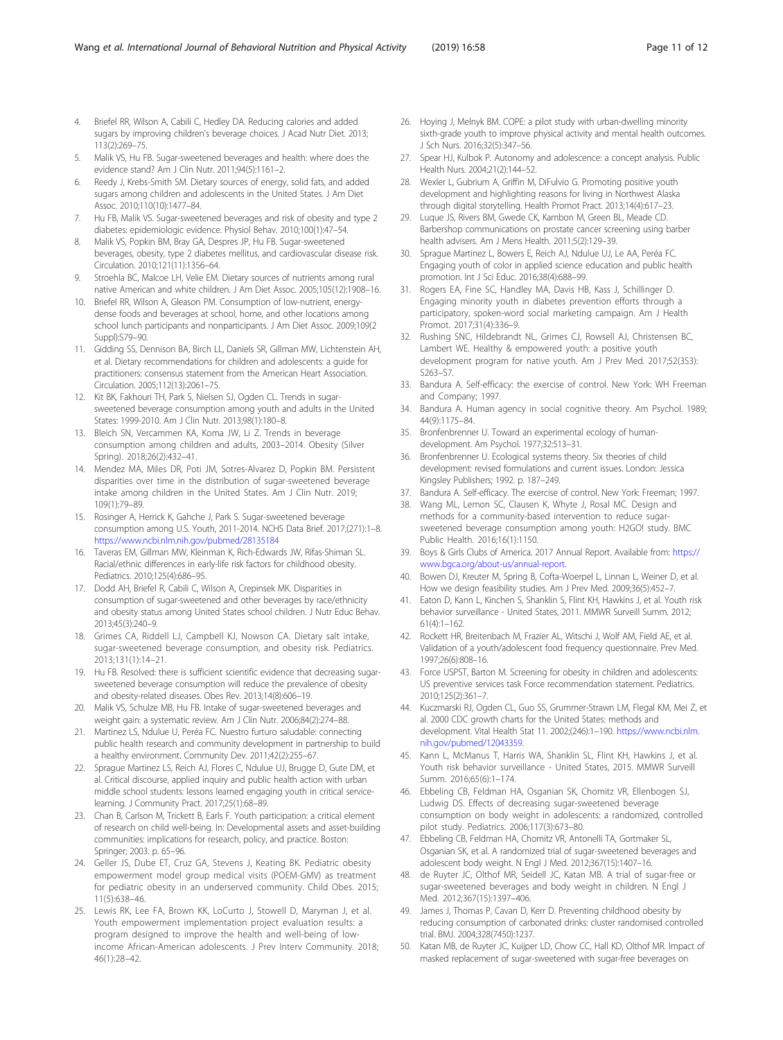4. Briefel RR, Wilson A, Cabili C, Hedley DA. Reducing calories and added sugars by improving children's beverage choices. J Acad Nutr Diet. 2013; 113(2):269–75.
5. Malik VS, Hu FB. Sugar-sweetened beverages and health: where does the evidence stand? Am J Clin Nutr. 2011;94(5):1161–2.
6. Reedy J, Krebs-Smith SM. Dietary sources of energy, solid fats, and added sugars among children and adolescents in the United States. J Am Diet Assoc. 2010;110(10):1477–84.
7. Hu FB, Malik VS. Sugar-sweetened beverages and risk of obesity and type 2 diabetes: epidemiologic evidence. Physiol Behav. 2010;100(1):47–54.
8. Malik VS, Popkin BM, Bray GA, Despres JP, Hu FB. Sugar-sweetened beverages, obesity, type 2 diabetes mellitus, and cardiovascular disease risk. Circulation. 2010;121(11):1356–64.
9. Stroehla BC, Malcoe LH, Velie EM. Dietary sources of nutrients among rural native American and white children. J Am Diet Assoc. 2005;105(12):1908–16.
10. Briefel RR, Wilson A, Gleason PM. Consumption of low-nutrient, energy-dense foods and beverages at school, home, and other locations among school lunch participants and nonparticipants. J Am Diet Assoc. 2009;109(2 Suppl):S79–90.
11. Gidding SS, Dennison BA, Birch LL, Daniels SR, Gillman MW, Lichtenstein AH, et al. Dietary recommendations for children and adolescents: a guide for practitioners: consensus statement from the American Heart Association. Circulation. 2005;112(13):2061–75.
12. Kit BK, Fakhouri TH, Park S, Nielsen SJ, Ogden CL. Trends in sugar-sweetened beverage consumption among youth and adults in the United States: 1999-2010. Am J Clin Nutr. 2013;98(1):180–8.
13. Bleich SN, Vercammen KA, Koma JW, Li Z. Trends in beverage consumption among children and adults, 2003–2014. Obesity (Silver Spring). 2018;26(2):432–41.
14. Mendez MA, Miles DR, Poti JM, Sotres-Alvarez D, Popkin BM. Persistent disparities over time in the distribution of sugar-sweetened beverage intake among children in the United States. Am J Clin Nutr. 2019; 109(1):79–89.
15. Rosinger A, Herrick K, Gahche J, Park S. Sugar-sweetened beverage consumption among U.S. Youth, 2011-2014. NCHS Data Brief. 2017;(271):1–8. https://www.ncbi.nlm.nih.gov/pubmed/28135184
16. Taveras EM, Gillman MW, Kleinman K, Rich-Edwards JW, Rifas-Shiman SL. Racial/ethnic differences in early-life risk factors for childhood obesity. Pediatrics. 2010;125(4):686–95.
17. Dodd AH, Briefel R, Cabili C, Wilson A, Crepinsek MK. Disparities in consumption of sugar-sweetened and other beverages by race/ethnicity and obesity status among United States school children. J Nutr Educ Behav. 2013;45(3):240–9.
18. Grimes CA, Riddell LJ, Campbell KJ, Nowson CA. Dietary salt intake, sugar-sweetened beverage consumption, and obesity risk. Pediatrics. 2013;131(1):14–21.
19. Hu FB. Resolved: there is sufficient scientific evidence that decreasing sugar-sweetened beverage consumption will reduce the prevalence of obesity and obesity-related diseases. Obes Rev. 2013;14(8):606–19.
20. Malik VS, Schulze MB, Hu FB. Intake of sugar-sweetened beverages and weight gain: a systematic review. Am J Clin Nutr. 2006;84(2):274–88.
21. Martinez LS, Ndulue U, Peréa FC. Nuestro furturo saludable: connecting public health research and community development in partnership to build a healthy environment. Community Dev. 2011;42(2):255–67.
22. Sprague Martinez LS, Reich AJ, Flores C, Ndulue UJ, Brugge D, Gute DM, et al. Critical discourse, applied inquiry and public health action with urban middle school students: lessons learned engaging youth in critical service-learning. J Community Pract. 2017;25(1):68–89.
23. Chan B, Carlson M, Trickett B, Earls F. Youth participation: a critical element of research on child well-being. In: Developmental assets and asset-building communities: implications for research, policy, and practice. Boston: Springer; 2003. p. 65–96.
24. Geller JS, Dube ET, Cruz GA, Stevens J, Keating BK. Pediatric obesity empowerment model group medical visits (POEM-GMV) as treatment for pediatric obesity in an underserved community. Child Obes. 2015; 11(5):638–46.
25. Lewis RK, Lee FA, Brown KK, LoCurto J, Stowell D, Maryman J, et al. Youth empowerment implementation project evaluation results: a program designed to improve the health and well-being of low-income African-American adolescents. J Prev Interv Community. 2018; 46(1):28–42.
26. Hoying J, Melnyk BM. COPE: a pilot study with urban-dwelling minority sixth-grade youth to improve physical activity and mental health outcomes. J Sch Nurs. 2016;32(5):347–56.
27. Spear HJ, Kulbok P. Autonomy and adolescence: a concept analysis. Public Health Nurs. 2004;21(2):144–52.
28. Wexler L, Gubrium A, Griffin M, DiFulvio G. Promoting positive youth development and highlighting reasons for living in Northwest Alaska through digital storytelling. Health Promot Pract. 2013;14(4):617–23.
29. Luque JS, Rivers BM, Gwede CK, Kambon M, Green BL, Meade CD. Barbershop communications on prostate cancer screening using barber health advisers. Am J Mens Health. 2011;5(2):129–39.
30. Sprague Martinez L, Bowers E, Reich AJ, Ndulue UJ, Le AA, Peréa FC. Engaging youth of color in applied science education and public health promotion. Int J Sci Educ. 2016;38(4):688–99.
31. Rogers EA, Fine SC, Handley MA, Davis HB, Kass J, Schillinger D. Engaging minority youth in diabetes prevention efforts through a participatory, spoken-word social marketing campaign. Am J Health Promot. 2017;31(4):336–9.
32. Rushing SNC, Hildebrandt NL, Grimes CJ, Rowsell AJ, Christensen BC, Lambert WE. Healthy & empowered youth: a positive youth development program for native youth. Am J Prev Med. 2017;52(3S3): S263–S7.
33. Bandura A. Self-efficacy: the exercise of control. New York: WH Freeman and Company; 1997.
34. Bandura A. Human agency in social cognitive theory. Am Psychol. 1989; 44(9):1175–84.
35. Bronfenbrenner U. Toward an experimental ecology of human-development. Am Psychol. 1977;32:513–31.
36. Bronfenbrenner U. Ecological systems theory. Six theories of child development: revised formulations and current issues. London: Jessica Kingsley Publishers; 1992. p. 187–249.
37. Bandura A. Self-efficacy. The exercise of control. New York: Freeman; 1997.
38. Wang ML, Lemon SC, Clausen K, Whyte J, Rosal MC. Design and methods for a community-based intervention to reduce sugar-sweetened beverage consumption among youth: H2GO! study. BMC Public Health. 2016;16(1):1150.
39. Boys & Girls Clubs of America. 2017 Annual Report. Available from: https://www.bgca.org/about-us/annual-report.
40. Bowen DJ, Kreuter M, Spring B, Cofta-Woerpel L, Linnan L, Weiner D, et al. How we design feasibility studies. Am J Prev Med. 2009;36(5):452–7.
41. Eaton D, Kann L, Kinchen S, Shanklin S, Flint KH, Hawkins J, et al. Youth risk behavior surveillance - United States, 2011. MMWR Surveill Summ. 2012; 61(4):1–162.
42. Rockett HR, Breitenbach M, Frazier AL, Witschi J, Wolf AM, Field AE, et al. Validation of a youth/adolescent food frequency questionnaire. Prev Med. 1997;26(6):808–16.
43. Force USPST, Barton M. Screening for obesity in children and adolescents: US preventive services task Force recommendation statement. Pediatrics. 2010;125(2):361–7.
44. Kuczmarski RJ, Ogden CL, Guo SS, Grummer-Strawn LM, Flegal KM, Mei Z, et al. 2000 CDC growth charts for the United States: methods and development. Vital Health Stat 11. 2002;(246):1–190. https://www.ncbi.nlm.nih.gov/pubmed/12043359.
45. Kann L, McManus T, Harris WA, Shanklin SL, Flint KH, Hawkins J, et al. Youth risk behavior surveillance - United States, 2015. MMWR Surveill Summ. 2016;65(6):1–174.
46. Ebbeling CB, Feldman HA, Osganian SK, Chomitz VR, Ellenbogen SJ, Ludwig DS. Effects of decreasing sugar-sweetened beverage consumption on body weight in adolescents: a randomized, controlled pilot study. Pediatrics. 2006;117(3):673–80.
47. Ebbeling CB, Feldman HA, Chomitz VR, Antonelli TA, Gortmaker SL, Osganian SK, et al. A randomized trial of sugar-sweetened beverages and adolescent body weight. N Engl J Med. 2012;367(15):1407–16.
48. de Ruyter JC, Olthof MR, Seidell JC, Katan MB. A trial of sugar-free or sugar-sweetened beverages and body weight in children. N Engl J Med. 2012;367(15):1397–406.
49. James J, Thomas P, Cavan D, Kerr D. Preventing childhood obesity by reducing consumption of carbonated drinks: cluster randomised controlled trial. BMJ. 2004;328(7450):1237.
50. Katan MB, de Ruyter JC, Kuijper LD, Chow CC, Hall KD, Olthof MR. Impact of masked replacement of sugar-sweetened with sugar-free beverages on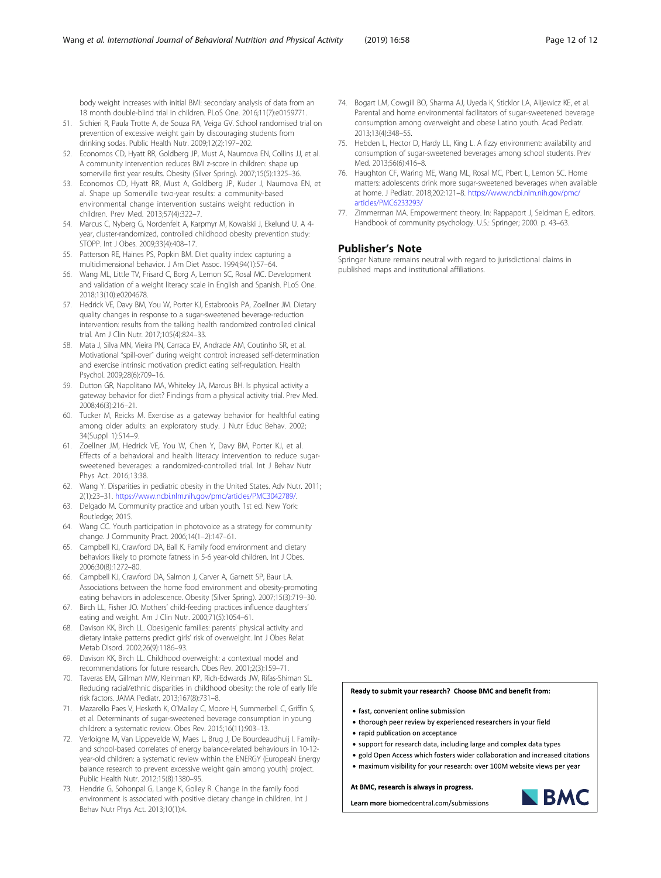body weight increases with initial BMI: secondary analysis of data from an 18 month double-blind trial in children. PLoS One. 2016;11(7):e0159771.

51. Sichieri R, Paula Trotte A, de Souza RA, Veiga GV. School randomised trial on prevention of excessive weight gain by discouraging students from drinking sodas. Public Health Nutr. 2009;12(2):197–202.
52. Economos CD, Hyatt RR, Goldberg JP, Must A, Naumova EN, Collins JJ, et al. A community intervention reduces BMI z-score in children: shape up somerville first year results. Obesity (Silver Spring). 2007;15(5):1325–36.
53. Economos CD, Hyatt RR, Must A, Goldberg JP, Kuder J, Naumova EN, et al. Shape up Somerville two-year results: a community-based environmental change intervention sustains weight reduction in children. Prev Med. 2013;57(4):322–7.
54. Marcus C, Nyberg G, Nordenfelt A, Karpmyr M, Kowalski J, Ekelund U. A 4-year, cluster-randomized, controlled childhood obesity prevention study: STOPP. Int J Obes. 2009;33(4):408–17.
55. Patterson RE, Haines PS, Popkin BM. Diet quality index: capturing a multidimensional behavior. J Am Diet Assoc. 1994;94(1):57–64.
56. Wang ML, Little TV, Frisard C, Borg A, Lemon SC, Rosal MC. Development and validation of a weight literacy scale in English and Spanish. PLoS One. 2018;13(10):e0204678.
57. Hedrick VE, Davy BM, You W, Porter KJ, Estabrooks PA, Zoellner JM. Dietary quality changes in response to a sugar-sweetened beverage-reduction intervention: results from the talking health randomized controlled clinical trial. Am J Clin Nutr. 2017;105(4):824–33.
58. Mata J, Silva MN, Vieira PN, Carraca EV, Andrade AM, Coutinho SR, et al. Motivational "spill-over" during weight control: increased self-determination and exercise intrinsic motivation predict eating self-regulation. Health Psychol. 2009;28(6):709–16.
59. Dutton GR, Napolitano MA, Whiteley JA, Marcus BH. Is physical activity a gateway behavior for diet? Findings from a physical activity trial. Prev Med. 2008;46(3):216–21.
60. Tucker M, Reicks M. Exercise as a gateway behavior for healthful eating among older adults: an exploratory study. J Nutr Educ Behav. 2002; 34(Suppl 1):S14–9.
61. Zoellner JM, Hedrick VE, You W, Chen Y, Davy BM, Porter KJ, et al. Effects of a behavioral and health literacy intervention to reduce sugar-sweetened beverages: a randomized-controlled trial. Int J Behav Nutr Phys Act. 2016;13:38.
62. Wang Y. Disparities in pediatric obesity in the United States. Adv Nutr. 2011; 2(1):23–31. https://www.ncbi.nlm.nih.gov/pmc/articles/PMC3042789/.
63. Delgado M. Community practice and urban youth. 1st ed. New York: Routledge; 2015.
64. Wang CC. Youth participation in photovoice as a strategy for community change. J Community Pract. 2006;14(1–2):147–61.
65. Campbell KJ, Crawford DA, Ball K. Family food environment and dietary behaviors likely to promote fatness in 5-6 year-old children. Int J Obes. 2006;30(8):1272–80.
66. Campbell KJ, Crawford DA, Salmon J, Carver A, Garnett SP, Baur LA. Associations between the home food environment and obesity-promoting eating behaviors in adolescence. Obesity (Silver Spring). 2007;15(3):719–30.
67. Birch LL, Fisher JO. Mothers' child-feeding practices influence daughters' eating and weight. Am J Clin Nutr. 2000;71(5):1054–61.
68. Davison KK, Birch LL. Obesigenic families: parents' physical activity and dietary intake patterns predict girls' risk of overweight. Int J Obes Relat Metab Disord. 2002;26(9):1186–93.
69. Davison KK, Birch LL. Childhood overweight: a contextual model and recommendations for future research. Obes Rev. 2001;2(3):159–71.
70. Taveras EM, Gillman MW, Kleinman KP, Rich-Edwards JW, Rifas-Shiman SL. Reducing racial/ethnic disparities in childhood obesity: the role of early life risk factors. JAMA Pediatr. 2013;167(8):731–8.
71. Mazarello Paes V, Hesketh K, O'Malley C, Moore H, Summerbell C, Griffin S, et al. Determinants of sugar-sweetened beverage consumption in young children: a systematic review. Obes Rev. 2015;16(11):903–13.
72. Verloigne M, Van Lippevelde W, Maes L, Brug J, De Bourdeaudhuij I. Family- and school-based correlates of energy balance-related behaviours in 10-12-year-old children: a systematic review within the ENERGY (EuropeaN Energy balance research to prevent excessive weight gain among youth) project. Public Health Nutr. 2012;15(8):1380–95.
73. Hendrie G, Sohonpal G, Lange K, Golley R. Change in the family food environment is associated with positive dietary change in children. Int J Behav Nutr Phys Act. 2013;10(1):4.
74. Bogart LM, Cowgill BO, Sharma AJ, Uyeda K, Sticklor LA, Alijewicz KE, et al. Parental and home environmental facilitators of sugar-sweetened beverage consumption among overweight and obese Latino youth. Acad Pediatr. 2013;13(4):348–55.
75. Hebden L, Hector D, Hardy LL, King L. A fizzy environment: availability and consumption of sugar-sweetened beverages among school students. Prev Med. 2013;56(6):416–8.
76. Haughton CF, Waring ME, Wang ML, Rosal MC, Pbert L, Lemon SC. Home matters: adolescents drink more sugar-sweetened beverages when available at home. J Pediatr. 2018;202:121–8. https://www.ncbi.nlm.nih.gov/pmc/articles/PMC6233293/
77. Zimmerman MA. Empowerment theory. In: Rappaport J, Seidman E, editors. Handbook of community psychology. U.S.: Springer; 2000. p. 43–63.

## Publisher's Note

Springer Nature remains neutral with regard to jurisdictional claims in published maps and institutional affiliations.

**Ready to submit your research? Choose BMC and benefit from:**

- fast, convenient online submission
- thorough peer review by experienced researchers in your field
- rapid publication on acceptance
- support for research data, including large and complex data types
- gold Open Access which fosters wider collaboration and increased citations
- maximum visibility for your research: over 100M website views per year

**At BMC, research is always in progress.**

**Learn more** biomedcentral.com/submissions

BMC